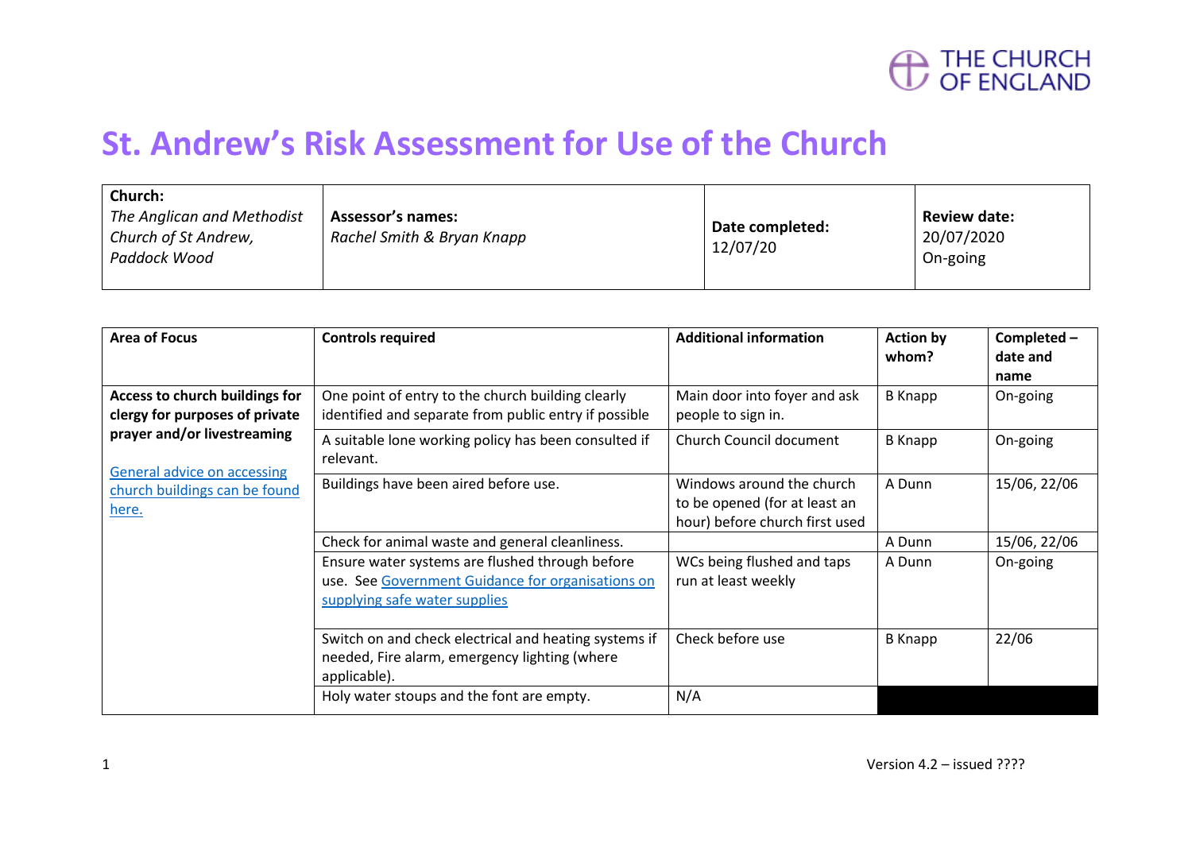THE CHURCH OF ENGLAND

# St. Andrew's Risk Assessment for Use of the Church

| **Church:** *The Anglican and Methodist Church of St Andrew, Paddock Wood* | **Assessor's names:** *Rachel Smith & Bryan Knapp* | **Date completed:** 12/07/20 | **Review date:** 20/07/2020 On-going |
|---|---|---|---|

| **Area of Focus** | **Controls required** | **Additional information** | **Action by whom?** | **Completed – date and name** |
|---|---|---|---|---|
| **Access to church buildings for clergy for purposes of private prayer and/or livestreaming** General advice on accessing church buildings can be found here. | One point of entry to the church building clearly identified and separate from public entry if possible | Main door into foyer and ask people to sign in. | B Knapp | On-going |
| | A suitable lone working policy has been consulted if relevant. | Church Council document | B Knapp | On-going |
| | Buildings have been aired before use. | Windows around the church to be opened (for at least an hour) before church first used | A Dunn | 15/06, 22/06 |
| | Check for animal waste and general cleanliness. | | A Dunn | 15/06, 22/06 |
| | Ensure water systems are flushed through before use. See Government Guidance for organisations on supplying safe water supplies | WCs being flushed and taps run at least weekly | A Dunn | On-going |
| | Switch on and check electrical and heating systems if needed, Fire alarm, emergency lighting (where applicable). | Check before use | B Knapp | 22/06 |
| | Holy water stoups and the font are empty. | N/A | | |

Version 4.2 – issued ????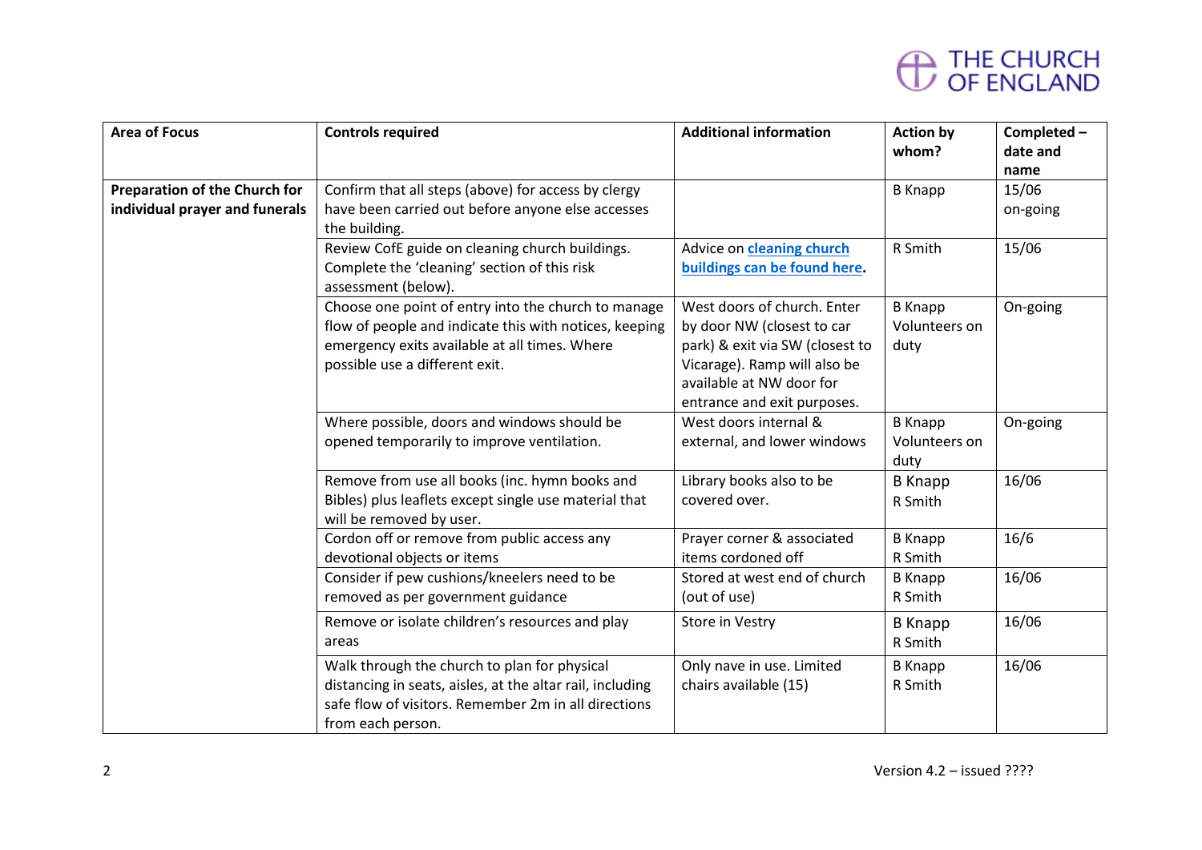| Area of Focus | Controls required | Additional information | Action by whom? | Completed – date and name |
|---|---|---|---|---|
| **Preparation of the Church for individual prayer and funerals** | Confirm that all steps (above) for access by clergy have been carried out before anyone else accesses the building. | | B Knapp | 15/06 on-going |
| | Review CofE guide on cleaning church buildings. Complete the 'cleaning' section of this risk assessment (below). | Advice on **cleaning church buildings can be found here.** | R Smith | 15/06 |
| | Choose one point of entry into the church to manage flow of people and indicate this with notices, keeping emergency exits available at all times. Where possible use a different exit. | West doors of church. Enter by door NW (closest to car park) & exit via SW (closest to Vicarage). Ramp will also be available at NW door for entrance and exit purposes. | B Knapp Volunteers on duty | On-going |
| | Where possible, doors and windows should be opened temporarily to improve ventilation. | West doors internal & external, and lower windows | B Knapp Volunteers on duty | On-going |
| | Remove from use all books (inc. hymn books and Bibles) plus leaflets except single use material that will be removed by user. | Library books also to be covered over. | B Knapp R Smith | 16/06 |
| | Cordon off or remove from public access any devotional objects or items | Prayer corner & associated items cordoned off | B Knapp R Smith | 16/6 |
| | Consider if pew cushions/kneelers need to be removed as per government guidance | Stored at west end of church (out of use) | B Knapp R Smith | 16/06 |
| | Remove or isolate children's resources and play areas | Store in Vestry | B Knapp R Smith | 16/06 |
| | Walk through the church to plan for physical distancing in seats, aisles, at the altar rail, including safe flow of visitors. Remember 2m in all directions from each person. | Only nave in use. Limited chairs available (15) | B Knapp R Smith | 16/06 |

Version 4.2 – issued ????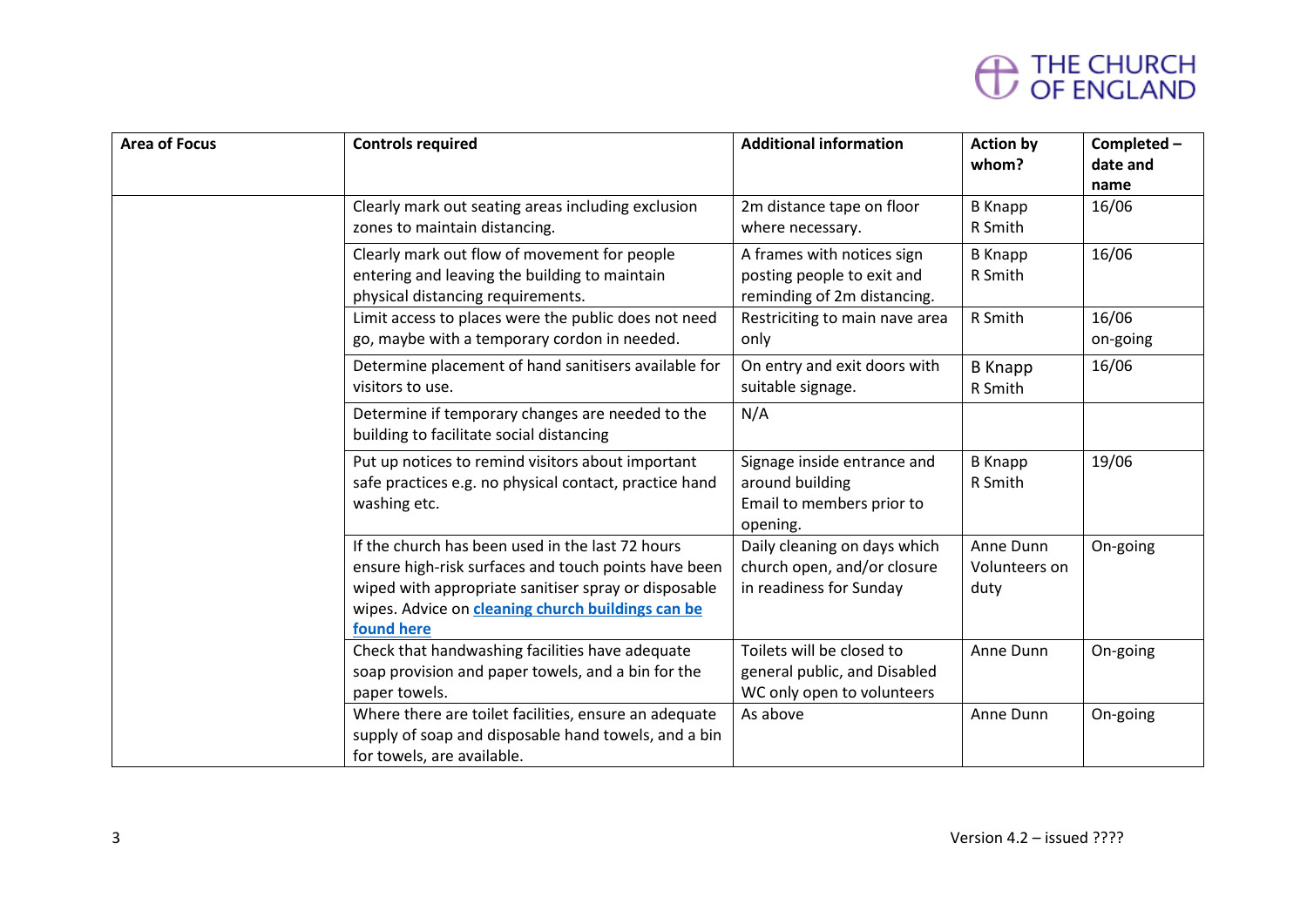| Area of Focus | Controls required | Additional information | Action by whom? | Completed – date and name |
| --- | --- | --- | --- | --- |
| | Clearly mark out seating areas including exclusion zones to maintain distancing. | 2m distance tape on floor where necessary. | B Knapp R Smith | 16/06 |
| | Clearly mark out flow of movement for people entering and leaving the building to maintain physical distancing requirements. | A frames with notices sign posting people to exit and reminding of 2m distancing. | B Knapp R Smith | 16/06 |
| | Limit access to places were the public does not need go, maybe with a temporary cordon in needed. | Restriciting to main nave area only | R Smith | 16/06 on-going |
| | Determine placement of hand sanitisers available for visitors to use. | On entry and exit doors with suitable signage. | B Knapp R Smith | 16/06 |
| | Determine if temporary changes are needed to the building to facilitate social distancing | N/A | | |
| | Put up notices to remind visitors about important safe practices e.g. no physical contact, practice hand washing etc. | Signage inside entrance and around building Email to members prior to opening. | B Knapp R Smith | 19/06 |
| | If the church has been used in the last 72 hours ensure high-risk surfaces and touch points have been wiped with appropriate sanitiser spray or disposable wipes. Advice on **cleaning church buildings can be found here** | Daily cleaning on days which church open, and/or closure in readiness for Sunday | Anne Dunn Volunteers on duty | On-going |
| | Check that handwashing facilities have adequate soap provision and paper towels, and a bin for the paper towels. | Toilets will be closed to general public, and Disabled WC only open to volunteers | Anne Dunn | On-going |
| | Where there are toilet facilities, ensure an adequate supply of soap and disposable hand towels, and a bin for towels, are available. | As above | Anne Dunn | On-going |

Version 4.2 – issued ????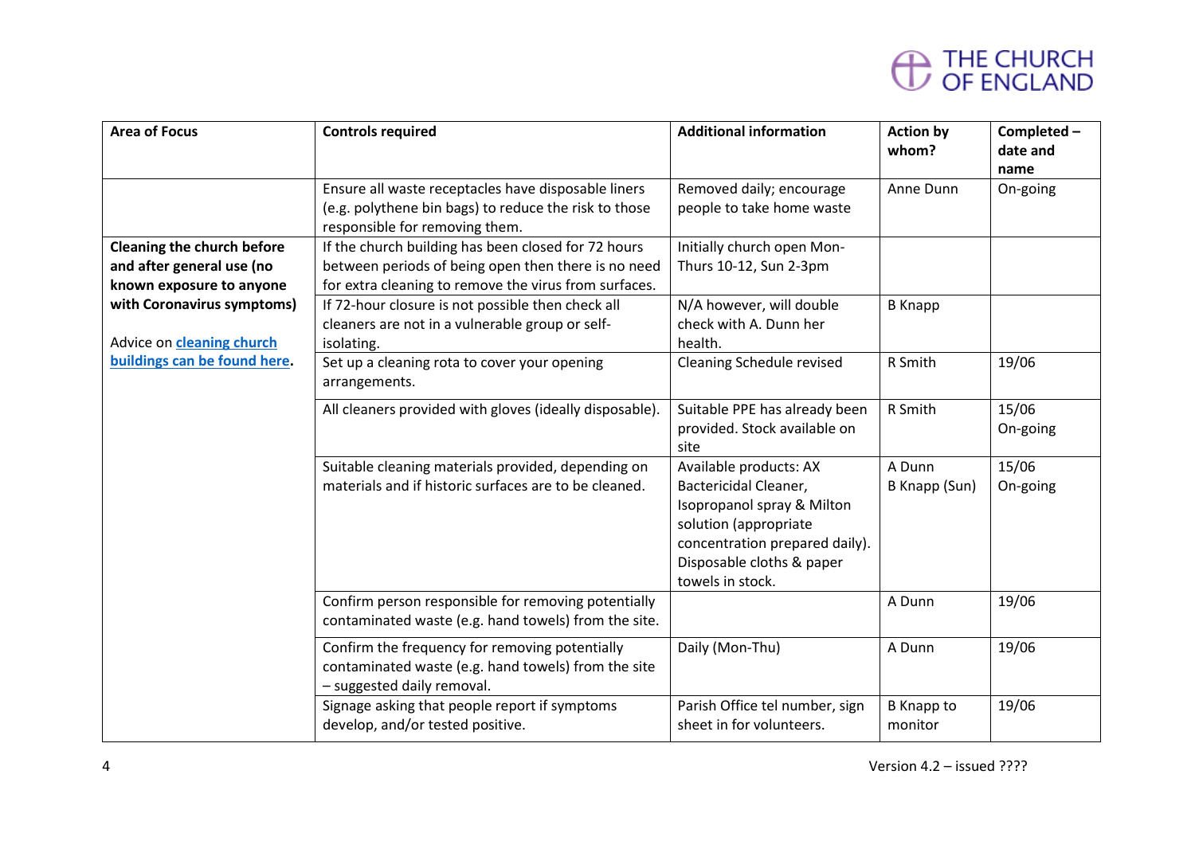| Area of Focus | Controls required | Additional information | Action by whom? | Completed – date and name |
| --- | --- | --- | --- | --- |
| | Ensure all waste receptacles have disposable liners (e.g. polythene bin bags) to reduce the risk to those responsible for removing them. | Removed daily; encourage people to take home waste | Anne Dunn | On-going |
| **Cleaning the church before and after general use (no known exposure to anyone with Coronavirus symptoms)**<br><br>Advice on **[cleaning church buildings can be found here](#)**. | If the church building has been closed for 72 hours between periods of being open then there is no need for extra cleaning to remove the virus from surfaces. | Initially church open Mon-Thurs 10-12, Sun 2-3pm | | |
| | If 72-hour closure is not possible then check all cleaners are not in a vulnerable group or self-isolating. | N/A however, will double check with A. Dunn her health. | B Knapp | |
| | Set up a cleaning rota to cover your opening arrangements. | Cleaning Schedule revised | R Smith | 19/06 |
| | All cleaners provided with gloves (ideally disposable). | Suitable PPE has already been provided. Stock available on site | R Smith | 15/06<br>On-going |
| | Suitable cleaning materials provided, depending on materials and if historic surfaces are to be cleaned. | Available products: AX Bactericidal Cleaner, Isopropanol spray & Milton solution (appropriate concentration prepared daily). Disposable cloths & paper towels in stock. | A Dunn<br>B Knapp (Sun) | 15/06<br>On-going |
| | Confirm person responsible for removing potentially contaminated waste (e.g. hand towels) from the site. | | A Dunn | 19/06 |
| | Confirm the frequency for removing potentially contaminated waste (e.g. hand towels) from the site – suggested daily removal. | Daily (Mon-Thu) | A Dunn | 19/06 |
| | Signage asking that people report if symptoms develop, and/or tested positive. | Parish Office tel number, sign sheet in for volunteers. | B Knapp to monitor | 19/06 |

Version 4.2 – issued ????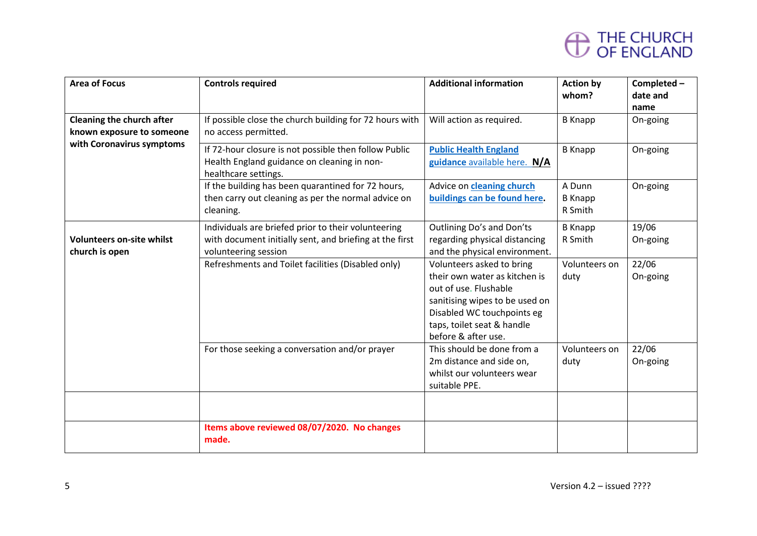| Area of Focus | Controls required | Additional information | Action by whom? | Completed – date and name |
|---|---|---|---|---|
| **Cleaning the church after known exposure to someone with Coronavirus symptoms** | If possible close the church building for 72 hours with no access permitted. | Will action as required. | B Knapp | On-going |
| | If 72-hour closure is not possible then follow Public Health England guidance on cleaning in non-healthcare settings. | **Public Health England guidance** available here. **N/A** | B Knapp | On-going |
| | If the building has been quarantined for 72 hours, then carry out cleaning as per the normal advice on cleaning. | Advice on **cleaning church buildings can be found here.** | A Dunn<br>B Knapp<br>R Smith | On-going |
| **Volunteers on-site whilst church is open** | Individuals are briefed prior to their volunteering with document initially sent, and briefing at the first volunteering session | Outlining Do's and Don'ts regarding physical distancing and the physical environment. | B Knapp<br>R Smith | 19/06<br>On-going |
| | Refreshments and Toilet facilities (Disabled only) | Volunteers asked to bring their own water as kitchen is out of use. Flushable sanitising wipes to be used on Disabled WC touchpoints eg taps, toilet seat & handle before & after use. | Volunteers on duty | 22/06<br>On-going |
| | For those seeking a conversation and/or prayer | This should be done from a 2m distance and side on, whilst our volunteers wear suitable PPE. | Volunteers on duty | 22/06<br>On-going |
| | | | | |
| | **Items above reviewed 08/07/2020. No changes made.** | | | |

Version 4.2 – issued ????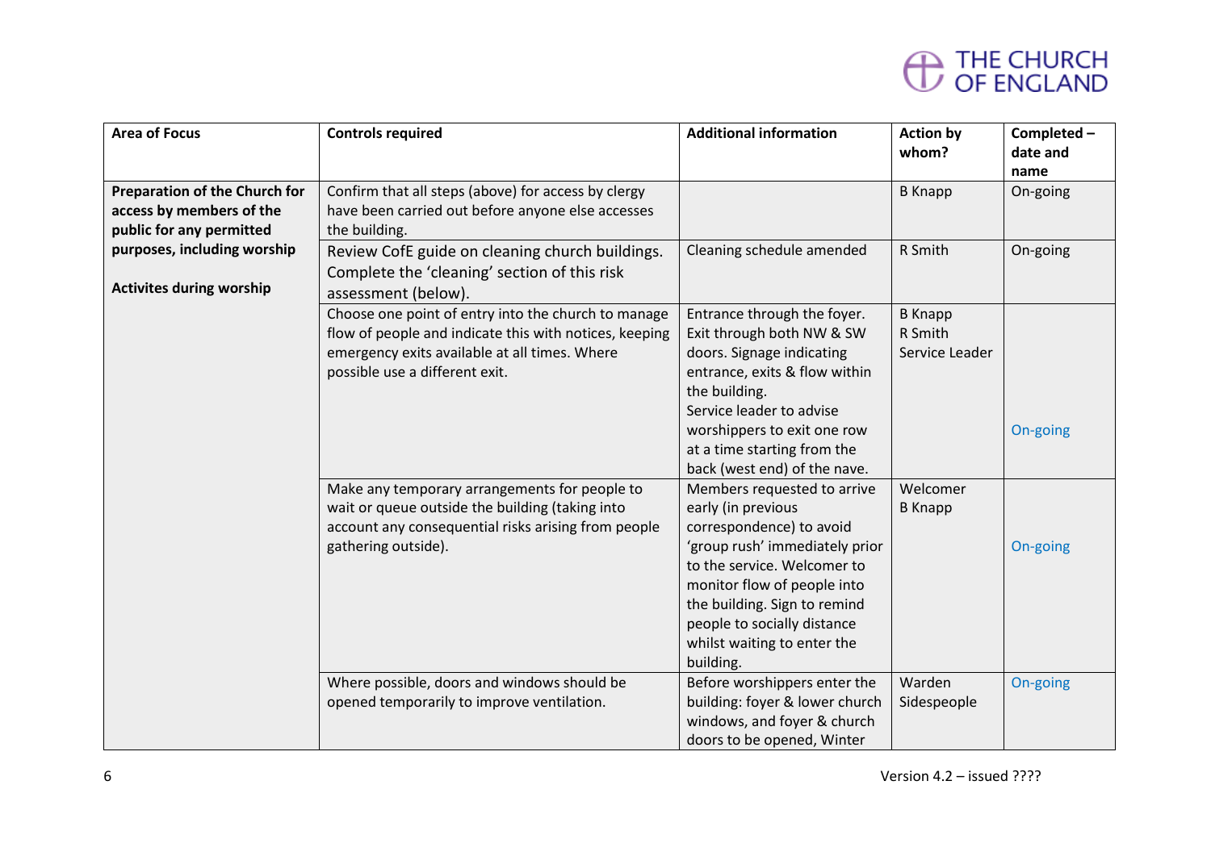| Area of Focus | Controls required | Additional information | Action by whom? | Completed – date and name |
|---|---|---|---|---|
| **Preparation of the Church for access by members of the public for any permitted purposes, including worship**<br><br>**Activites during worship** | Confirm that all steps (above) for access by clergy have been carried out before anyone else accesses the building. | | B Knapp | On-going |
| | Review CofE guide on cleaning church buildings. Complete the 'cleaning' section of this risk assessment (below). | Cleaning schedule amended | R Smith | On-going |
| | Choose one point of entry into the church to manage flow of people and indicate this with notices, keeping emergency exits available at all times. Where possible use a different exit. | Entrance through the foyer. Exit through both NW & SW doors. Signage indicating entrance, exits & flow within the building.<br>Service leader to advise worshippers to exit one row at a time starting from the back (west end) of the nave. | B Knapp<br>R Smith<br>Service Leader | On-going |
| | Make any temporary arrangements for people to wait or queue outside the building (taking into account any consequential risks arising from people gathering outside). | Members requested to arrive early (in previous correspondence) to avoid 'group rush' immediately prior to the service. Welcomer to monitor flow of people into the building. Sign to remind people to socially distance whilst waiting to enter the building. | Welcomer<br>B Knapp | On-going |
| | Where possible, doors and windows should be opened temporarily to improve ventilation. | Before worshippers enter the building: foyer & lower church windows, and foyer & church doors to be opened, Winter | Warden<br>Sidespeople | On-going |

Version 4.2 – issued ????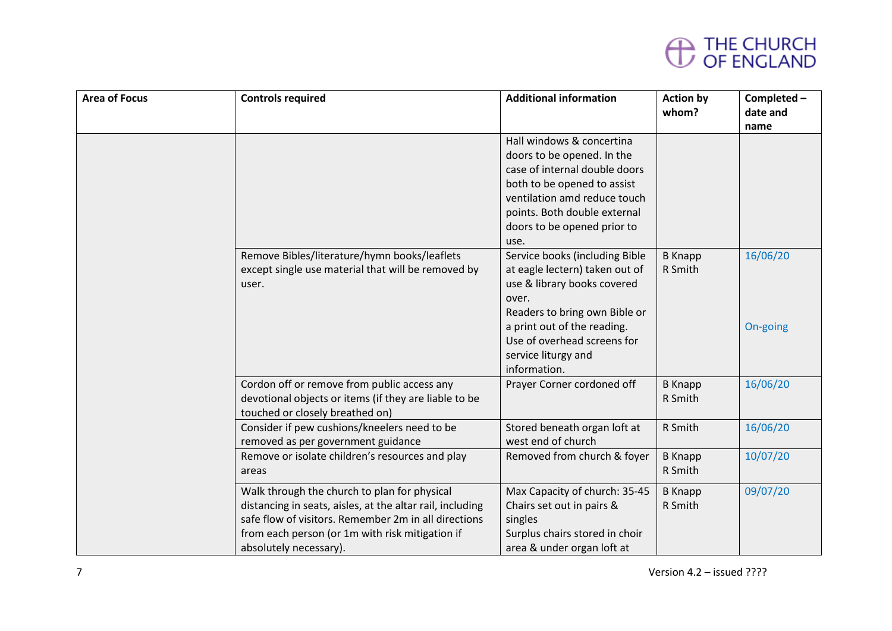| Area of Focus | Controls required | Additional information | Action by whom? | Completed – date and name |
|---|---|---|---|---|
| | | Hall windows & concertina doors to be opened. In the case of internal double doors both to be opened to assist ventilation amd reduce touch points. Both double external doors to be opened prior to use. | | |
| | Remove Bibles/literature/hymn books/leaflets except single use material that will be removed by user. | Service books (including Bible at eagle lectern) taken out of use & library books covered over.<br>Readers to bring own Bible or a print out of the reading.<br>Use of overhead screens for service liturgy and information. | B Knapp<br>R Smith | 16/06/20<br><br>On-going |
| | Cordon off or remove from public access any devotional objects or items (if they are liable to be touched or closely breathed on) | Prayer Corner cordoned off | B Knapp<br>R Smith | 16/06/20 |
| | Consider if pew cushions/kneelers need to be removed as per government guidance | Stored beneath organ loft at west end of church | R Smith | 16/06/20 |
| | Remove or isolate children's resources and play areas | Removed from church & foyer | B Knapp<br>R Smith | 10/07/20 |
| | Walk through the church to plan for physical distancing in seats, aisles, at the altar rail, including safe flow of visitors. Remember 2m in all directions from each person (or 1m with risk mitigation if absolutely necessary). | Max Capacity of church: 35-45<br>Chairs set out in pairs & singles<br>Surplus chairs stored in choir area & under organ loft at | B Knapp<br>R Smith | 09/07/20 |

Version 4.2 – issued ????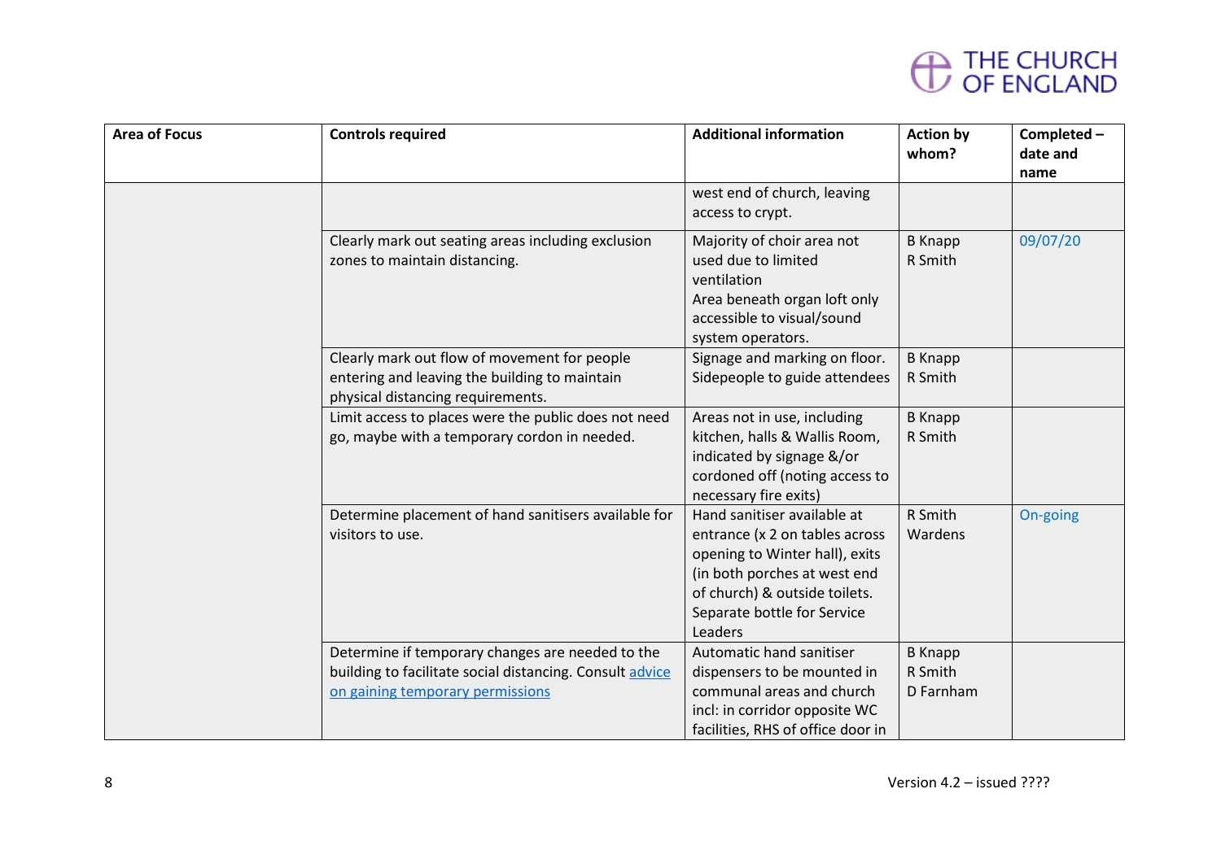| Area of Focus | Controls required | Additional information | Action by whom? | Completed – date and name |
|---|---|---|---|---|
| | | west end of church, leaving access to crypt. | | |
| | Clearly mark out seating areas including exclusion zones to maintain distancing. | Majority of choir area not used due to limited ventilation<br>Area beneath organ loft only accessible to visual/sound system operators. | B Knapp<br>R Smith | 09/07/20 |
| | Clearly mark out flow of movement for people entering and leaving the building to maintain physical distancing requirements. | Signage and marking on floor. Sidepeople to guide attendees | B Knapp<br>R Smith | |
| | Limit access to places were the public does not need go, maybe with a temporary cordon in needed. | Areas not in use, including kitchen, halls & Wallis Room, indicated by signage &/or cordoned off (noting access to necessary fire exits) | B Knapp<br>R Smith | |
| | Determine placement of hand sanitisers available for visitors to use. | Hand sanitiser available at entrance (x 2 on tables across opening to Winter hall), exits (in both porches at west end of church) & outside toilets. Separate bottle for Service Leaders | R Smith<br>Wardens | On-going |
| | Determine if temporary changes are needed to the building to facilitate social distancing. Consult [advice on gaining temporary permissions]() | Automatic hand sanitiser dispensers to be mounted in communal areas and church incl: in corridor opposite WC facilities, RHS of office door in | B Knapp<br>R Smith<br>D Farnham | |

Version 4.2 – issued ????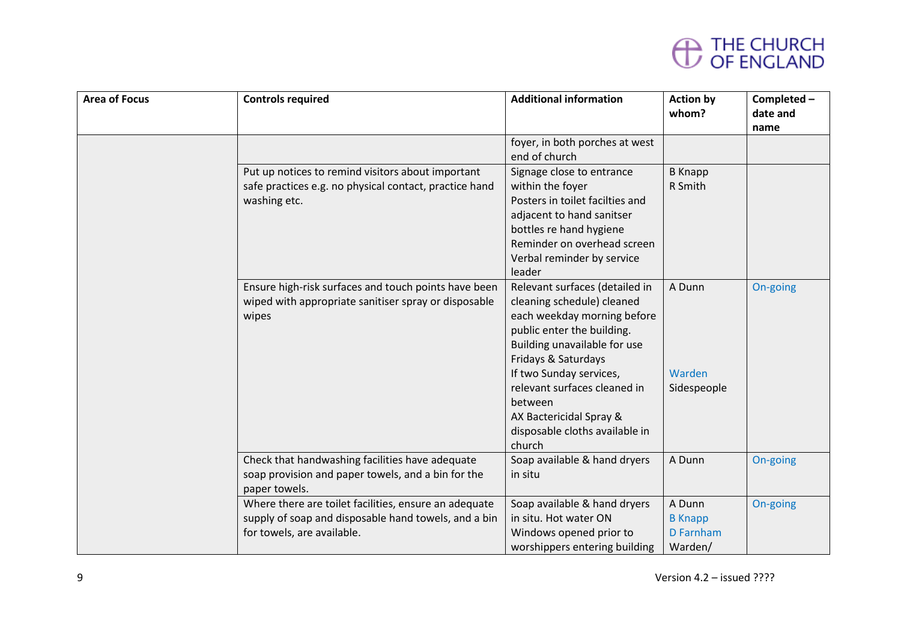| Area of Focus | Controls required | Additional information | Action by whom? | Completed – date and name |
|---|---|---|---|---|
| | | foyer, in both porches at west end of church | | |
| | Put up notices to remind visitors about important safe practices e.g. no physical contact, practice hand washing etc. | Signage close to entrance within the foyer<br>Posters in toilet facilties and adjacent to hand sanitser bottles re hand hygiene<br>Reminder on overhead screen<br>Verbal reminder by service leader | B Knapp<br>R Smith | |
| | Ensure high-risk surfaces and touch points have been wiped with appropriate sanitiser spray or disposable wipes | Relevant surfaces (detailed in cleaning schedule) cleaned each weekday morning before public enter the building. Building unavailable for use Fridays & Saturdays<br>If two Sunday services, relevant surfaces cleaned in between<br>AX Bactericidal Spray & disposable cloths available in church | A Dunn<br><br>Warden<br>Sidespeople | On-going |
| | Check that handwashing facilities have adequate soap provision and paper towels, and a bin for the paper towels. | Soap available & hand dryers in situ | A Dunn | On-going |
| | Where there are toilet facilities, ensure an adequate supply of soap and disposable hand towels, and a bin for towels, are available. | Soap available & hand dryers in situ. Hot water ON<br>Windows opened prior to worshippers entering building | A Dunn<br>B Knapp<br>D Farnham<br>Warden/ | On-going |

Version 4.2 – issued ????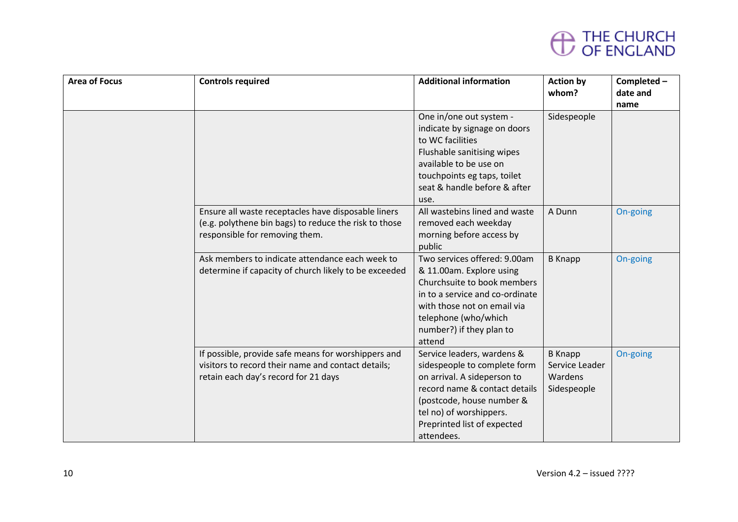| Area of Focus | Controls required | Additional information | Action by whom? | Completed – date and name |
|---|---|---|---|---|
| | | One in/one out system - indicate by signage on doors to WC facilities<br>Flushable sanitising wipes available to be use on touchpoints eg taps, toilet seat & handle before & after use. | Sidespeople | |
| | Ensure all waste receptacles have disposable liners (e.g. polythene bin bags) to reduce the risk to those responsible for removing them. | All wastebins lined and waste removed each weekday morning before access by public | A Dunn | On-going |
| | Ask members to indicate attendance each week to determine if capacity of church likely to be exceeded | Two services offered: 9.00am & 11.00am. Explore using Churchsuite to book members in to a service and co-ordinate with those not on email via telephone (who/which number?) if they plan to attend | B Knapp | On-going |
| | If possible, provide safe means for worshippers and visitors to record their name and contact details; retain each day's record for 21 days | Service leaders, wardens & sidespeople to complete form on arrival. A sideperson to record name & contact details (postcode, house number & tel no) of worshippers.<br>Preprinted list of expected attendees. | B Knapp<br>Service Leader<br>Wardens<br>Sidespeople | On-going |

Version 4.2 – issued ????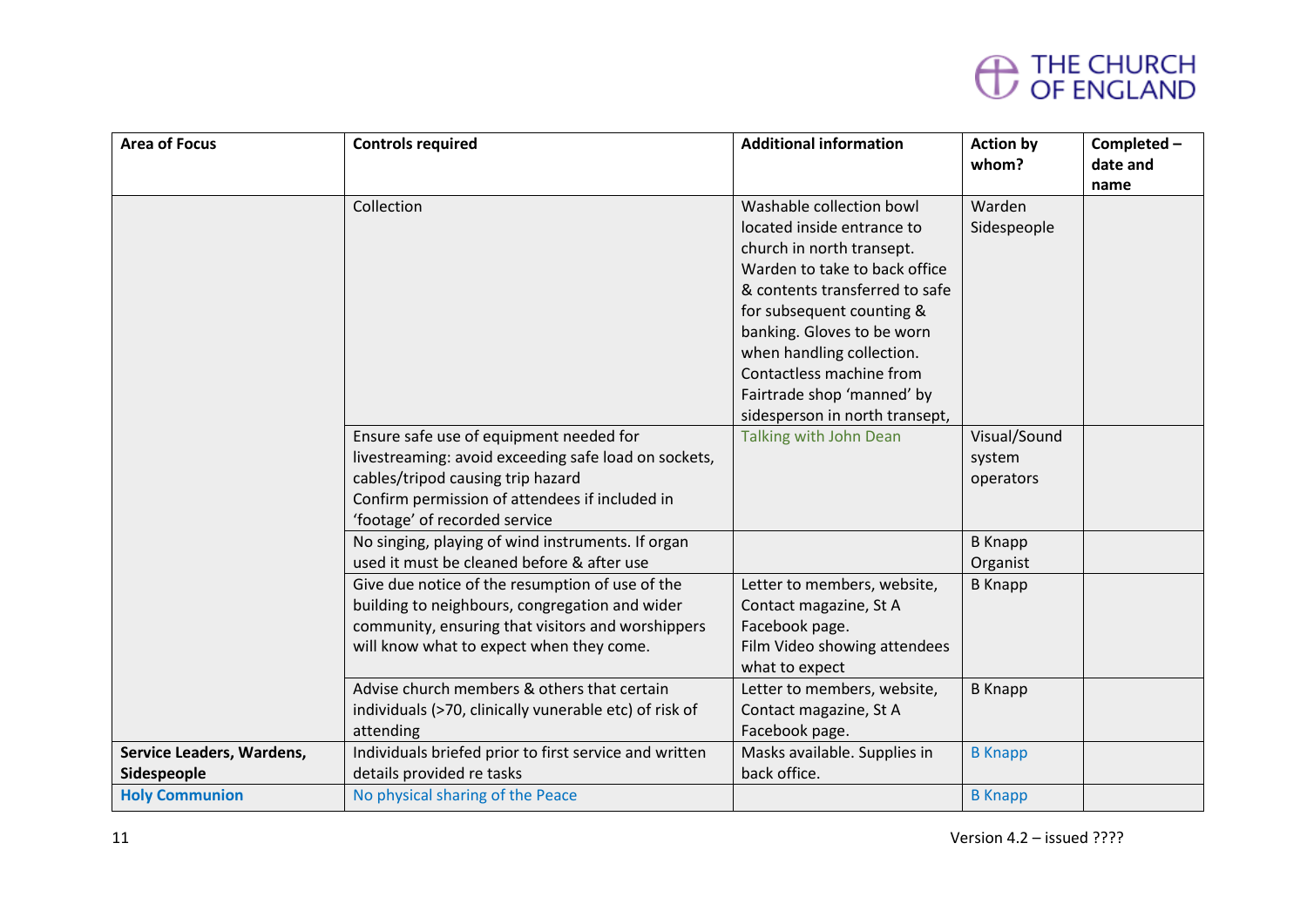| Area of Focus | Controls required | Additional information | Action by whom? | Completed – date and name |
|---|---|---|---|---|
| | Collection | Washable collection bowl located inside entrance to church in north transept. Warden to take to back office & contents transferred to safe for subsequent counting & banking. Gloves to be worn when handling collection. Contactless machine from Fairtrade shop 'manned' by sidesperson in north transept, | Warden Sidespeople | |
| | Ensure safe use of equipment needed for livestreaming: avoid exceeding safe load on sockets, cables/tripod causing trip hazard<br>Confirm permission of attendees if included in 'footage' of recorded service | Talking with John Dean | Visual/Sound system operators | |
| | No singing, playing of wind instruments. If organ used it must be cleaned before & after use | | B Knapp Organist | |
| | Give due notice of the resumption of use of the building to neighbours, congregation and wider community, ensuring that visitors and worshippers will know what to expect when they come. | Letter to members, website, Contact magazine, St A Facebook page.<br>Film Video showing attendees what to expect | B Knapp | |
| | Advise church members & others that certain individuals (>70, clinically vunerable etc) of risk of attending | Letter to members, website, Contact magazine, St A Facebook page. | B Knapp | |
| **Service Leaders, Wardens, Sidespeople** | Individuals briefed prior to first service and written details provided re tasks | Masks available. Supplies in back office. | B Knapp | |
| **Holy Communion** | No physical sharing of the Peace | | B Knapp | |

Version 4.2 – issued ????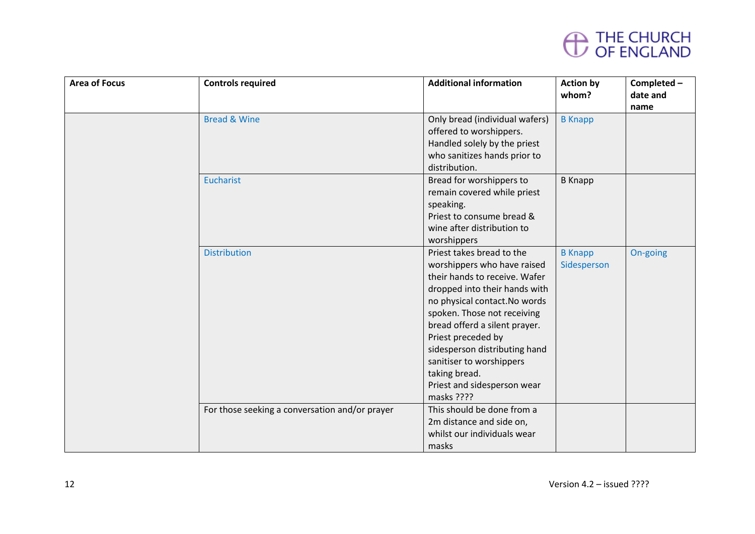| Area of Focus | Controls required | Additional information | Action by whom? | Completed – date and name |
|---|---|---|---|---|
| | Bread & Wine | Only bread (individual wafers) offered to worshippers. Handled solely by the priest who sanitizes hands prior to distribution. | B Knapp | |
| | Eucharist | Bread for worshippers to remain covered while priest speaking.<br>Priest to consume bread & wine after distribution to worshippers | B Knapp | |
| | Distribution | Priest takes bread to the worshippers who have raised their hands to receive. Wafer dropped into their hands with no physical contact.No words spoken. Those not receiving bread offerd a silent prayer.<br>Priest preceded by sidesperson distributing hand sanitiser to worshippers taking bread.<br>Priest and sidesperson wear masks ???? | B Knapp<br>Sidesperson | On-going |
| | For those seeking a conversation and/or prayer | This should be done from a 2m distance and side on, whilst our individuals wear masks | | |

Version 4.2 – issued ????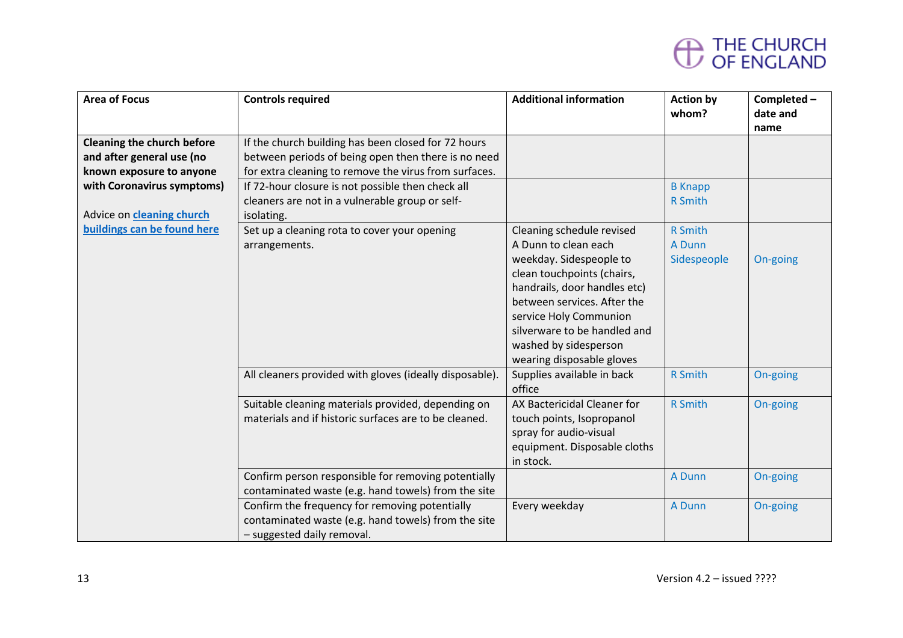| Area of Focus | Controls required | Additional information | Action by whom? | Completed – date and name |
|---|---|---|---|---|
| **Cleaning the church before and after general use (no known exposure to anyone with Coronavirus symptoms)**<br><br>Advice on [cleaning church buildings can be found here]() | If the church building has been closed for 72 hours between periods of being open then there is no need for extra cleaning to remove the virus from surfaces. | | | |
| | If 72-hour closure is not possible then check all cleaners are not in a vulnerable group or self-isolating. | | B Knapp<br>R Smith | |
| | Set up a cleaning rota to cover your opening arrangements. | Cleaning schedule revised A Dunn to clean each weekday. Sidespeople to clean touchpoints (chairs, handrails, door handles etc) between services. After the service Holy Communion silverware to be handled and washed by sidesperson wearing disposable gloves | R Smith<br>A Dunn<br>Sidespeople | On-going |
| | All cleaners provided with gloves (ideally disposable). | Supplies available in back office | R Smith | On-going |
| | Suitable cleaning materials provided, depending on materials and if historic surfaces are to be cleaned. | AX Bactericidal Cleaner for touch points, Isopropanol spray for audio-visual equipment. Disposable cloths in stock. | R Smith | On-going |
| | Confirm person responsible for removing potentially contaminated waste (e.g. hand towels) from the site | | A Dunn | On-going |
| | Confirm the frequency for removing potentially contaminated waste (e.g. hand towels) from the site – suggested daily removal. | Every weekday | A Dunn | On-going |

Version 4.2 – issued ????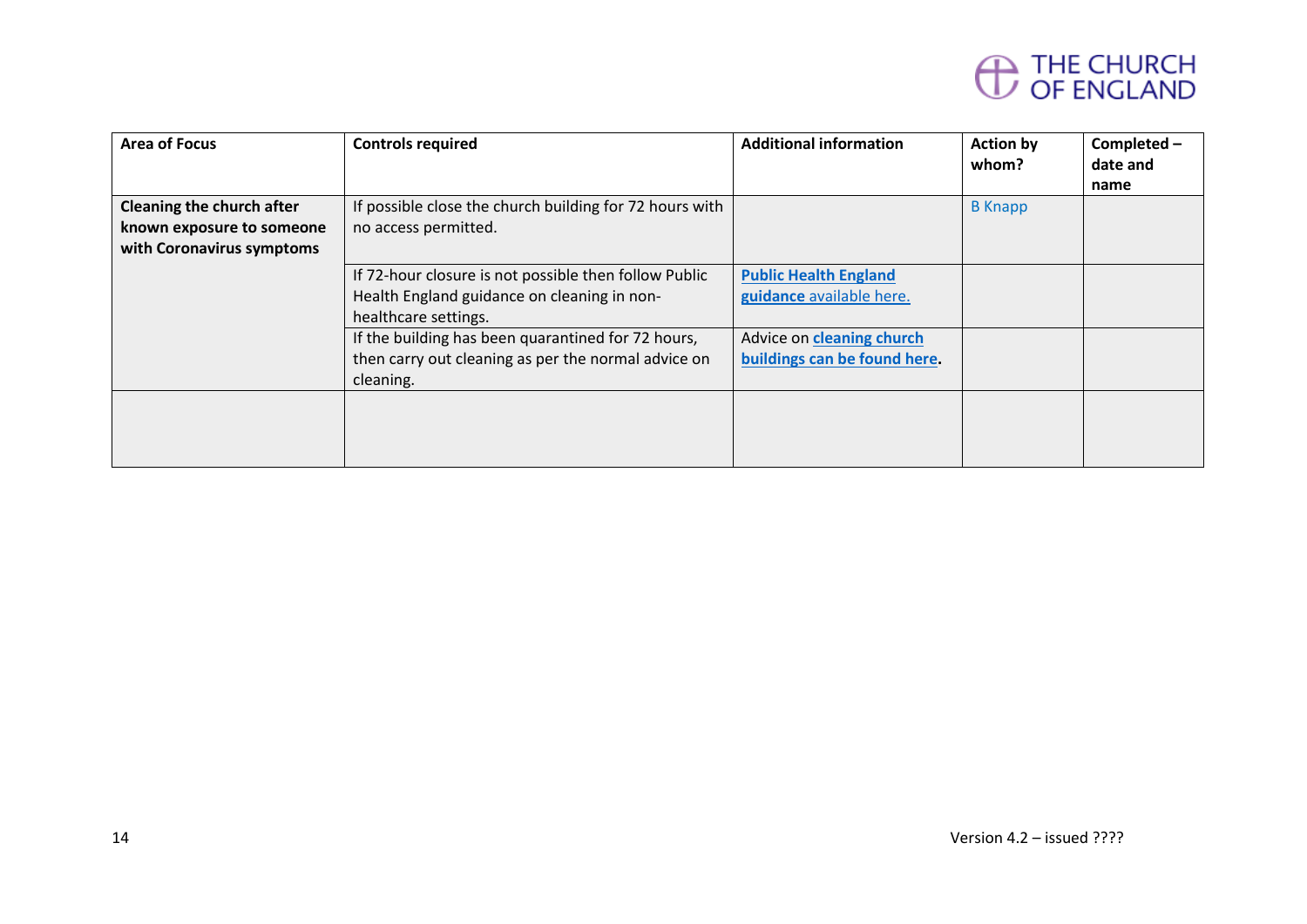| Area of Focus | Controls required | Additional information | Action by whom? | Completed – date and name |
| --- | --- | --- | --- | --- |
| **Cleaning the church after known exposure to someone with Coronavirus symptoms** | If possible close the church building for 72 hours with no access permitted. | | B Knapp | |
| | If 72-hour closure is not possible then follow Public Health England guidance on cleaning in non-healthcare settings. | **Public Health England guidance** available here. | | |
| | If the building has been quarantined for 72 hours, then carry out cleaning as per the normal advice on cleaning. | Advice on **cleaning church buildings can be found here.** | | |
| | | | | |

Version 4.2 – issued ????